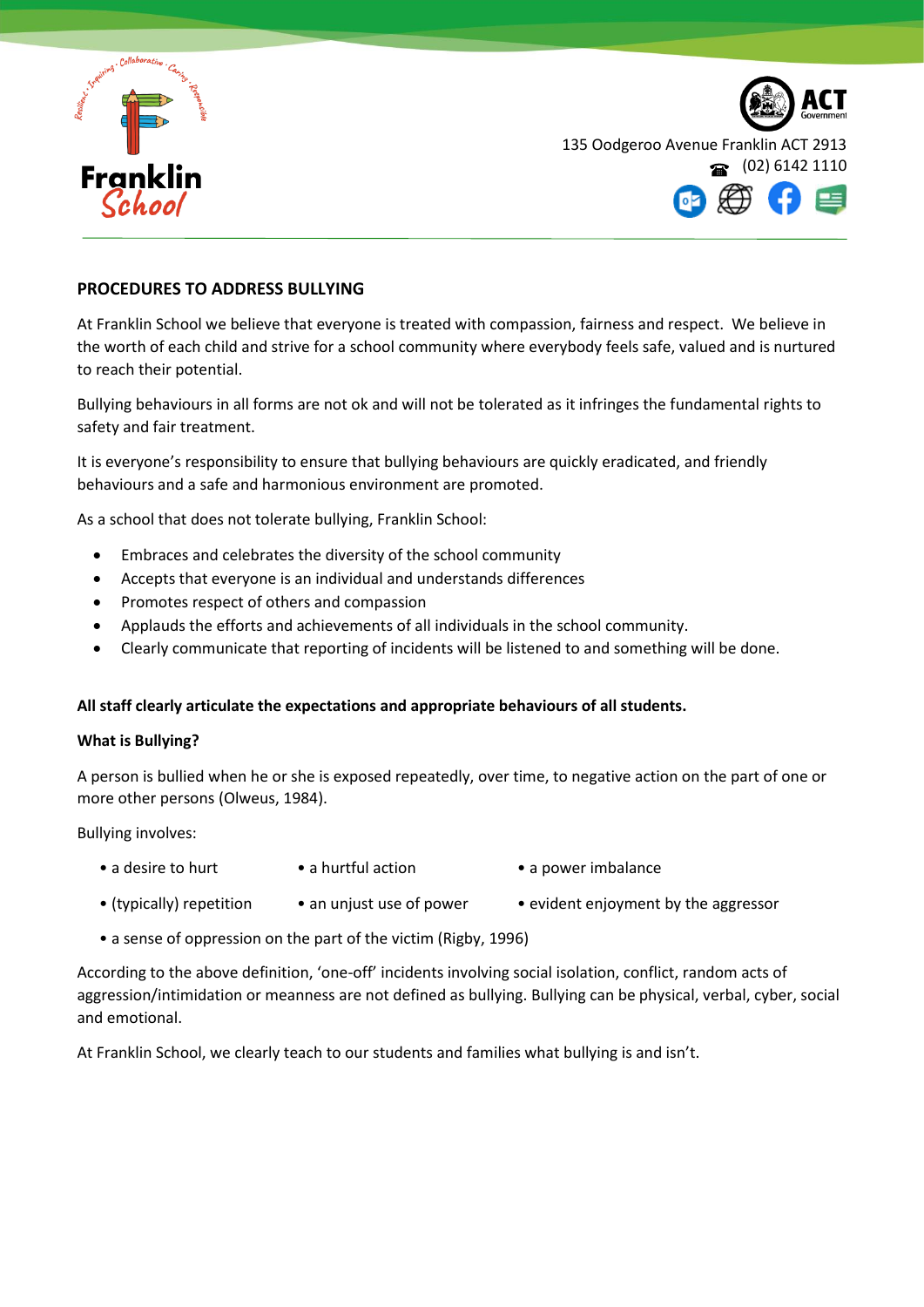Franklin School

135 Oodgeroo Avenue Franklin ACT 2913
(02) 6142 1110

## PROCEDURES TO ADDRESS BULLYING

At Franklin School we believe that everyone is treated with compassion, fairness and respect. We believe in the worth of each child and strive for a school community where everybody feels safe, valued and is nurtured to reach their potential.

Bullying behaviours in all forms are not ok and will not be tolerated as it infringes the fundamental rights to safety and fair treatment.

It is everyone's responsibility to ensure that bullying behaviours are quickly eradicated, and friendly behaviours and a safe and harmonious environment are promoted.

As a school that does not tolerate bullying, Franklin School:

- Embraces and celebrates the diversity of the school community
- Accepts that everyone is an individual and understands differences
- Promotes respect of others and compassion
- Applauds the efforts and achievements of all individuals in the school community.
- Clearly communicate that reporting of incidents will be listened to and something will be done.

**All staff clearly articulate the expectations and appropriate behaviours of all students.**

**What is Bullying?**

A person is bullied when he or she is exposed repeatedly, over time, to negative action on the part of one or more other persons (Olweus, 1984).

Bullying involves:

- a desire to hurt
- a hurtful action
- a power imbalance
- (typically) repetition
- an unjust use of power
- evident enjoyment by the aggressor
- a sense of oppression on the part of the victim (Rigby, 1996)

According to the above definition, 'one-off' incidents involving social isolation, conflict, random acts of aggression/intimidation or meanness are not defined as bullying. Bullying can be physical, verbal, cyber, social and emotional.

At Franklin School, we clearly teach to our students and families what bullying is and isn't.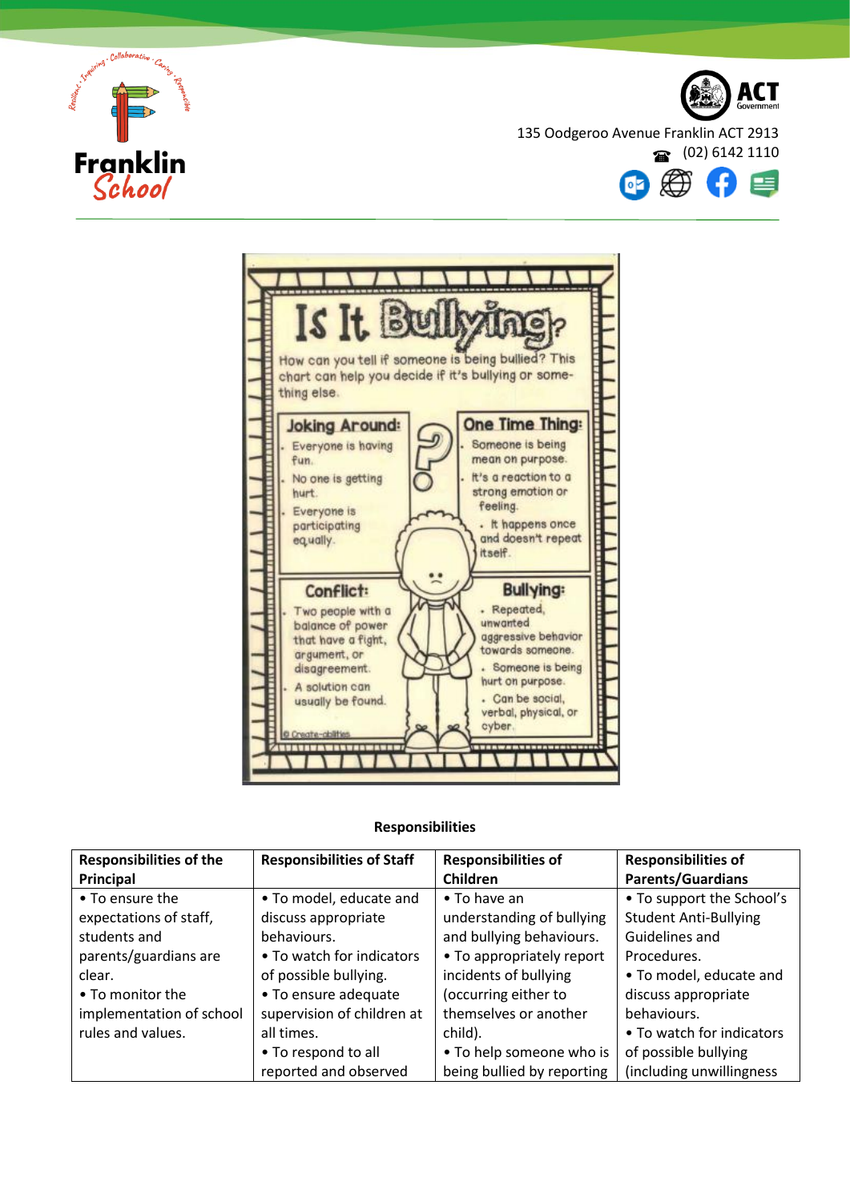# Is It Bullying?

How can you tell if someone is being bullied? This chart can help you decide if it's bullying or something else.

**Joking Around:**
- Everyone is having fun.
- No one is getting hurt.
- Everyone is participating equally.

**One Time Thing:**
- Someone is being mean on purpose.
- It's a reaction to a strong emotion or feeling.
- It happens once and doesn't repeat itself.

**Conflict:**
- Two people with a balance of power that have a fight, argument, or disagreement.
- A solution can usually be found.

**Bullying:**
- Repeated, unwanted aggressive behavior towards someone.
- Someone is being hurt on purpose.
- Can be social, verbal, physical, or cyber.

© Create-abilities

**Responsibilities**

| Responsibilities of the Principal | Responsibilities of Staff | Responsibilities of Children | Responsibilities of Parents/Guardians |
|---|---|---|---|
| • To ensure the expectations of staff, students and parents/guardians are clear.<br>• To monitor the implementation of school rules and values. | • To model, educate and discuss appropriate behaviours.<br>• To watch for indicators of possible bullying.<br>• To ensure adequate supervision of children at all times.<br>• To respond to all reported and observed | • To have an understanding of bullying and bullying behaviours.<br>• To appropriately report incidents of bullying (occurring either to themselves or another child).<br>• To help someone who is being bullied by reporting | • To support the School's Student Anti-Bullying Guidelines and Procedures.<br>• To model, educate and discuss appropriate behaviours.<br>• To watch for indicators of possible bullying (including unwillingness |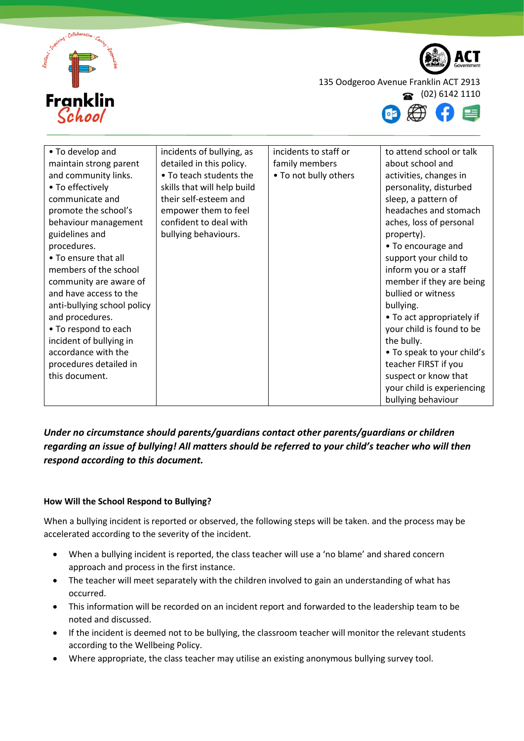| • To develop and maintain strong parent and community links.<br>• To effectively communicate and promote the school's behaviour management guidelines and procedures.<br>• To ensure that all members of the school community are aware of and have access to the anti-bullying school policy and procedures.<br>• To respond to each incident of bullying in accordance with the procedures detailed in this document. | incidents of bullying, as detailed in this policy.<br>• To teach students the skills that will help build their self-esteem and empower them to feel confident to deal with bullying behaviours. | incidents to staff or family members<br>• To not bully others | to attend school or talk about school and activities, changes in personality, disturbed sleep, a pattern of headaches and stomach aches, loss of personal property).<br>• To encourage and support your child to inform you or a staff member if they are being bullied or witness bullying.<br>• To act appropriately if your child is found to be the bully.<br>• To speak to your child's teacher FIRST if you suspect or know that your child is experiencing bullying behaviour |
|---|---|---|---|

***Under no circumstance should parents/guardians contact other parents/guardians or children regarding an issue of bullying! All matters should be referred to your child's teacher who will then respond according to this document.***

**How Will the School Respond to Bullying?**

When a bullying incident is reported or observed, the following steps will be taken. and the process may be accelerated according to the severity of the incident.

- When a bullying incident is reported, the class teacher will use a 'no blame' and shared concern approach and process in the first instance.
- The teacher will meet separately with the children involved to gain an understanding of what has occurred.
- This information will be recorded on an incident report and forwarded to the leadership team to be noted and discussed.
- If the incident is deemed not to be bullying, the classroom teacher will monitor the relevant students according to the Wellbeing Policy.
- Where appropriate, the class teacher may utilise an existing anonymous bullying survey tool.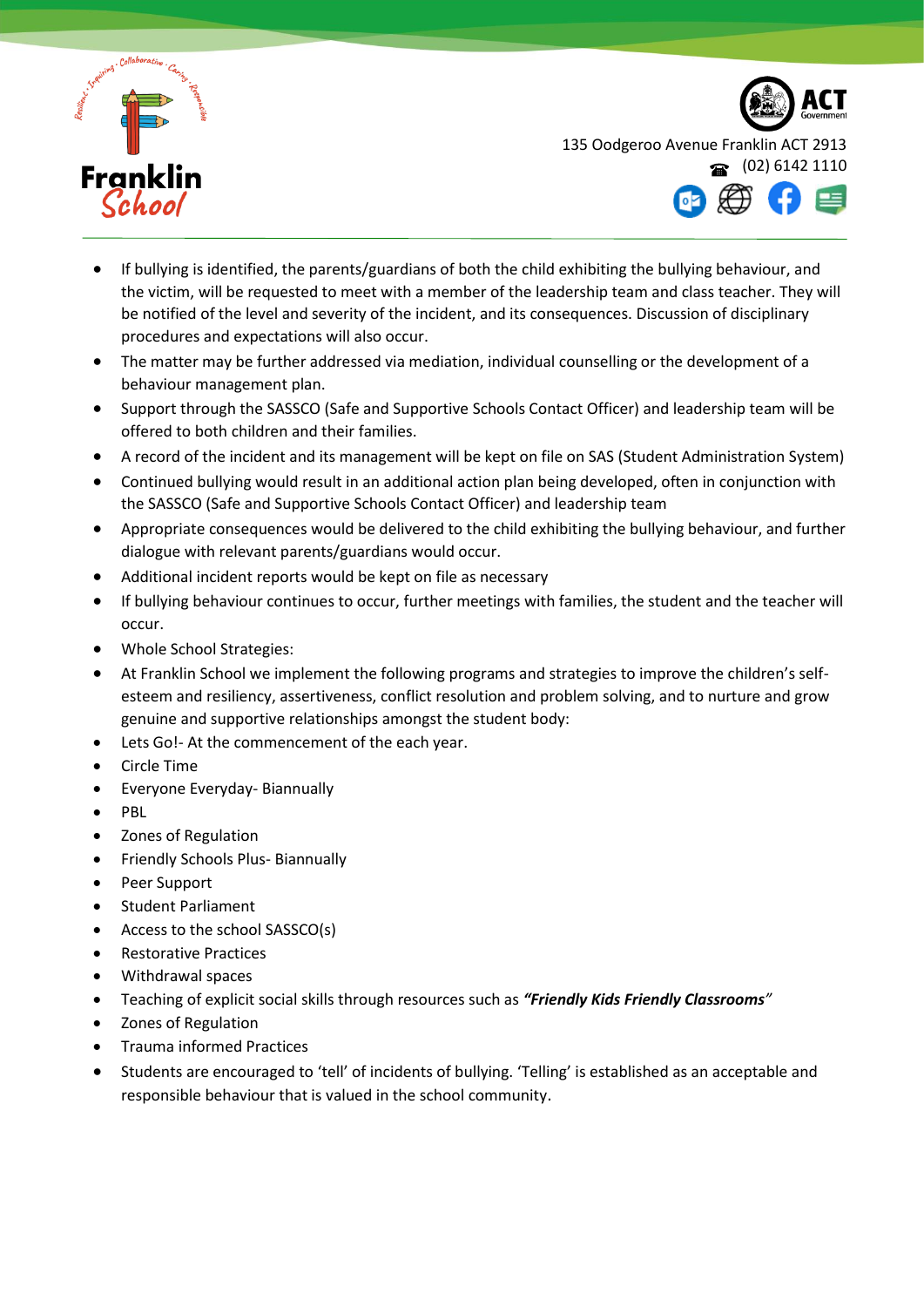- If bullying is identified, the parents/guardians of both the child exhibiting the bullying behaviour, and the victim, will be requested to meet with a member of the leadership team and class teacher. They will be notified of the level and severity of the incident, and its consequences. Discussion of disciplinary procedures and expectations will also occur.
- The matter may be further addressed via mediation, individual counselling or the development of a behaviour management plan.
- Support through the SASSCO (Safe and Supportive Schools Contact Officer) and leadership team will be offered to both children and their families.
- A record of the incident and its management will be kept on file on SAS (Student Administration System)
- Continued bullying would result in an additional action plan being developed, often in conjunction with the SASSCO (Safe and Supportive Schools Contact Officer) and leadership team
- Appropriate consequences would be delivered to the child exhibiting the bullying behaviour, and further dialogue with relevant parents/guardians would occur.
- Additional incident reports would be kept on file as necessary
- If bullying behaviour continues to occur, further meetings with families, the student and the teacher will occur.
- Whole School Strategies:
- At Franklin School we implement the following programs and strategies to improve the children's self-esteem and resiliency, assertiveness, conflict resolution and problem solving, and to nurture and grow genuine and supportive relationships amongst the student body:
- Lets Go!- At the commencement of the each year.
- Circle Time
- Everyone Everyday- Biannually
- PBL
- Zones of Regulation
- Friendly Schools Plus- Biannually
- Peer Support
- Student Parliament
- Access to the school SASSCO(s)
- Restorative Practices
- Withdrawal spaces
- Teaching of explicit social skills through resources such as ***"Friendly Kids Friendly Classrooms***"
- Zones of Regulation
- Trauma informed Practices
- Students are encouraged to 'tell' of incidents of bullying. 'Telling' is established as an acceptable and responsible behaviour that is valued in the school community.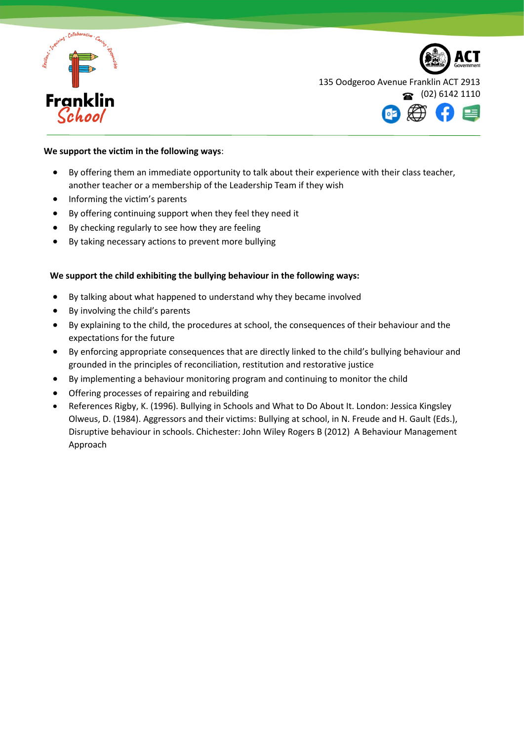**We support the victim in the following ways**:

- By offering them an immediate opportunity to talk about their experience with their class teacher, another teacher or a membership of the Leadership Team if they wish
- Informing the victim's parents
- By offering continuing support when they feel they need it
- By checking regularly to see how they are feeling
- By taking necessary actions to prevent more bullying

**We support the child exhibiting the bullying behaviour in the following ways:**

- By talking about what happened to understand why they became involved
- By involving the child's parents
- By explaining to the child, the procedures at school, the consequences of their behaviour and the expectations for the future
- By enforcing appropriate consequences that are directly linked to the child's bullying behaviour and grounded in the principles of reconciliation, restitution and restorative justice
- By implementing a behaviour monitoring program and continuing to monitor the child
- Offering processes of repairing and rebuilding
- References Rigby, K. (1996). Bullying in Schools and What to Do About It. London: Jessica Kingsley Olweus, D. (1984). Aggressors and their victims: Bullying at school, in N. Freude and H. Gault (Eds.), Disruptive behaviour in schools. Chichester: John Wiley Rogers B (2012) A Behaviour Management Approach